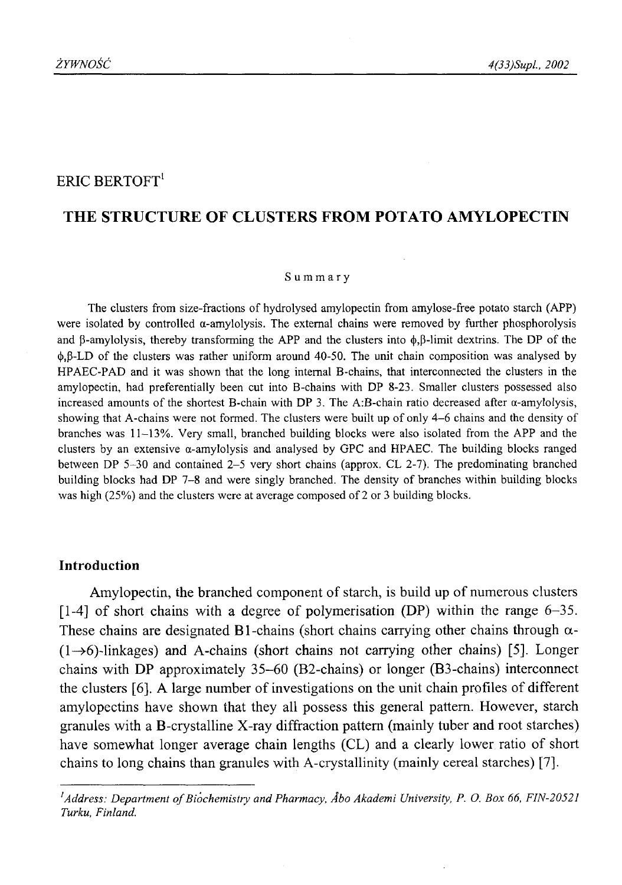ERIC BERTOFT[1]

# THE STRUCTURE OF CLUSTERS FROM POTATO AMYLOPECTIN

## Summary

The clusters from size-fractions of hydrolysed amylopectin from amylose-free potato starch (APP) were isolated by controlled α-amylolysis. The external chains were removed by further phosphorolysis and β-amylolysis, thereby transforming the APP and the clusters into φ,β-limit dextrins. The DP of the φ,β-LD of the clusters was rather uniform around 40-50. The unit chain composition was analysed by HPAEC-PAD and it was shown that the long internal B-chains, that interconnected the clusters in the amylopectin, had preferentially been cut into B-chains with DP 8-23. Smaller clusters possessed also increased amounts of the shortest B-chain with DP 3. The A:B-chain ratio decreased after α-amylolysis, showing that A-chains were not formed. The clusters were built up of only 4–6 chains and the density of branches was 11–13%. Very small, branched building blocks were also isolated from the APP and the clusters by an extensive α-amylolysis and analysed by GPC and HPAEC. The building blocks ranged between DP 5–30 and contained 2–5 very short chains (approx. CL 2-7). The predominating branched building blocks had DP 7–8 and were singly branched. The density of branches within building blocks was high (25%) and the clusters were at average composed of 2 or 3 building blocks.

## Introduction

Amylopectin, the branched component of starch, is build up of numerous clusters [1-4] of short chains with a degree of polymerisation (DP) within the range 6–35. These chains are designated B1-chains (short chains carrying other chains through α-(1→6)-linkages) and A-chains (short chains not carrying other chains) [5]. Longer chains with DP approximately 35–60 (B2-chains) or longer (B3-chains) interconnect the clusters [6]. A large number of investigations on the unit chain profiles of different amylopectins have shown that they all possess this general pattern. However, starch granules with a B-crystalline X-ray diffraction pattern (mainly tuber and root starches) have somewhat longer average chain lengths (CL) and a clearly lower ratio of short chains to long chains than granules with A-crystallinity (mainly cereal starches) [7].

---

[1] *Address: Department of Biochemistry and Pharmacy, Åbo Akademi University, P. O. Box 66, FIN-20521 Turku, Finland.*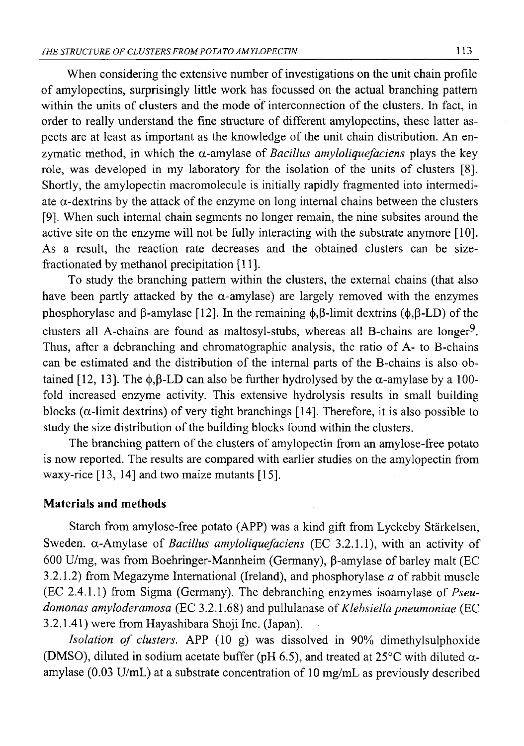When considering the extensive number of investigations on the unit chain profile of amylopectins, surprisingly little work has focussed on the actual branching pattern within the units of clusters and the mode of interconnection of the clusters. In fact, in order to really understand the fine structure of different amylopectins, these latter aspects are at least as important as the knowledge of the unit chain distribution. An enzymatic method, in which the α-amylase of *Bacillus amyloliquefaciens* plays the key role, was developed in my laboratory for the isolation of the units of clusters [8]. Shortly, the amylopectin macromolecule is initially rapidly fragmented into intermediate α-dextrins by the attack of the enzyme on long internal chains between the clusters [9]. When such internal chain segments no longer remain, the nine subsites around the active site on the enzyme will not be fully interacting with the substrate anymore [10]. As a result, the reaction rate decreases and the obtained clusters can be size-fractionated by methanol precipitation [11].

To study the branching pattern within the clusters, the external chains (that also have been partly attacked by the α-amylase) are largely removed with the enzymes phosphorylase and β-amylase [12]. In the remaining ϕ,β-limit dextrins (ϕ,β-LD) of the clusters all A-chains are found as maltosyl-stubs, whereas all B-chains are longer[9]. Thus, after a debranching and chromatographic analysis, the ratio of A- to B-chains can be estimated and the distribution of the internal parts of the B-chains is also obtained [12, 13]. The ϕ,β-LD can also be further hydrolysed by the α-amylase by a 100-fold increased enzyme activity. This extensive hydrolysis results in small building blocks (α-limit dextrins) of very tight branchings [14]. Therefore, it is also possible to study the size distribution of the building blocks found within the clusters.

The branching pattern of the clusters of amylopectin from an amylose-free potato is now reported. The results are compared with earlier studies on the amylopectin from waxy-rice [13, 14] and two maize mutants [15].

## Materials and methods

Starch from amylose-free potato (APP) was a kind gift from Lyckeby Stärkelsen, Sweden. α-Amylase of *Bacillus amyloliquefaciens* (EC 3.2.1.1), with an activity of 600 U/mg, was from Boehringer-Mannheim (Germany), β-amylase of barley malt (EC 3.2.1.2) from Megazyme International (Ireland), and phosphorylase *a* of rabbit muscle (EC 2.4.1.1) from Sigma (Germany). The debranching enzymes isoamylase of *Pseudomonas amyloderamosa* (EC 3.2.1.68) and pullulanase of *Klebsiella pneumoniae* (EC 3.2.1.41) were from Hayashibara Shoji Inc. (Japan).

*Isolation of clusters.* APP (10 g) was dissolved in 90% dimethylsulphoxide (DMSO), diluted in sodium acetate buffer (pH 6.5), and treated at 25°C with diluted α-amylase (0.03 U/mL) at a substrate concentration of 10 mg/mL as previously described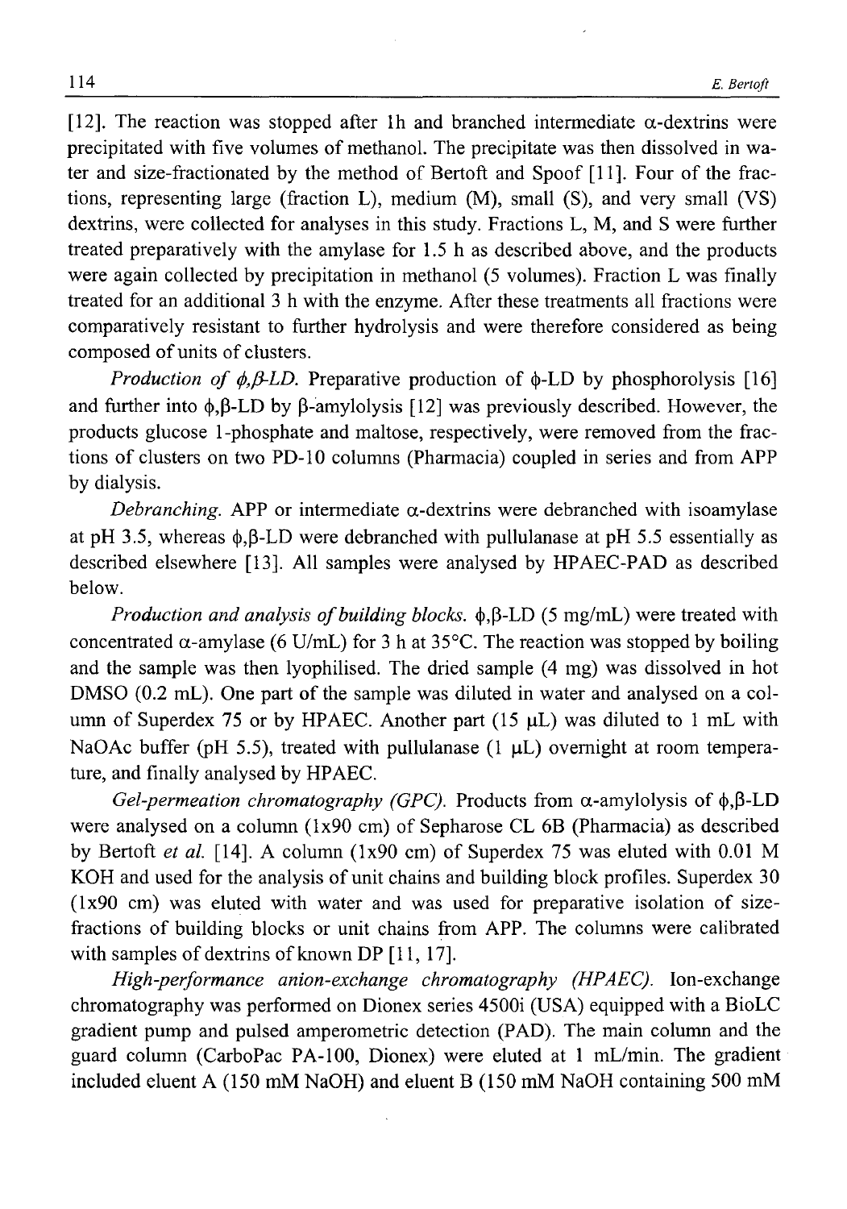[12]. The reaction was stopped after 1h and branched intermediate α-dextrins were precipitated with five volumes of methanol. The precipitate was then dissolved in water and size-fractionated by the method of Bertoft and Spoof [11]. Four of the fractions, representing large (fraction L), medium (M), small (S), and very small (VS) dextrins, were collected for analyses in this study. Fractions L, M, and S were further treated preparatively with the amylase for 1.5 h as described above, and the products were again collected by precipitation in methanol (5 volumes). Fraction L was finally treated for an additional 3 h with the enzyme. After these treatments all fractions were comparatively resistant to further hydrolysis and were therefore considered as being composed of units of clusters.

*Production of ϕ,β-LD.* Preparative production of ϕ-LD by phosphorolysis [16] and further into ϕ,β-LD by β-amylolysis [12] was previously described. However, the products glucose 1-phosphate and maltose, respectively, were removed from the fractions of clusters on two PD-10 columns (Pharmacia) coupled in series and from APP by dialysis.

*Debranching.* APP or intermediate α-dextrins were debranched with isoamylase at pH 3.5, whereas ϕ,β-LD were debranched with pullulanase at pH 5.5 essentially as described elsewhere [13]. All samples were analysed by HPAEC-PAD as described below.

*Production and analysis of building blocks.* ϕ,β-LD (5 mg/mL) were treated with concentrated α-amylase (6 U/mL) for 3 h at 35°C. The reaction was stopped by boiling and the sample was then lyophilised. The dried sample (4 mg) was dissolved in hot DMSO (0.2 mL). One part of the sample was diluted in water and analysed on a column of Superdex 75 or by HPAEC. Another part (15 μL) was diluted to 1 mL with NaOAc buffer (pH 5.5), treated with pullulanase (1 μL) overnight at room temperature, and finally analysed by HPAEC.

*Gel-permeation chromatography (GPC).* Products from α-amylolysis of ϕ,β-LD were analysed on a column (1x90 cm) of Sepharose CL 6B (Pharmacia) as described by Bertoft *et al.* [14]. A column (1x90 cm) of Superdex 75 was eluted with 0.01 M KOH and used for the analysis of unit chains and building block profiles. Superdex 30 (1x90 cm) was eluted with water and was used for preparative isolation of size-fractions of building blocks or unit chains from APP. The columns were calibrated with samples of dextrins of known DP [11, 17].

*High-performance anion-exchange chromatography (HPAEC).* Ion-exchange chromatography was performed on Dionex series 4500i (USA) equipped with a BioLC gradient pump and pulsed amperometric detection (PAD). The main column and the guard column (CarboPac PA-100, Dionex) were eluted at 1 mL/min. The gradient included eluent A (150 mM NaOH) and eluent B (150 mM NaOH containing 500 mM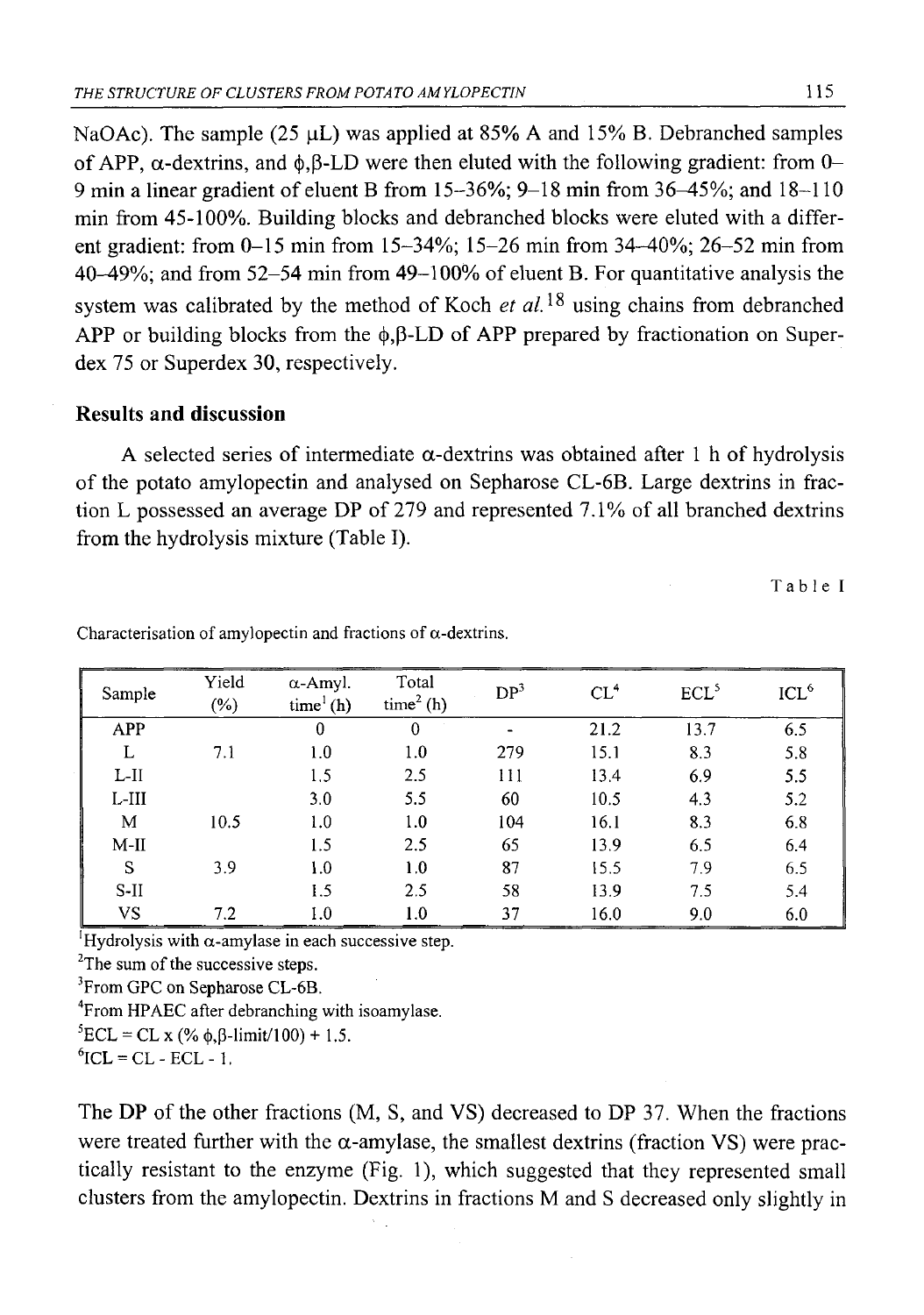NaOAc). The sample (25 μL) was applied at 85% A and 15% B. Debranched samples of APP, α-dextrins, and ϕ,β-LD were then eluted with the following gradient: from 0–9 min a linear gradient of eluent B from 15–36%; 9–18 min from 36–45%; and 18–110 min from 45-100%. Building blocks and debranched blocks were eluted with a different gradient: from 0–15 min from 15–34%; 15–26 min from 34–40%; 26–52 min from 40–49%; and from 52–54 min from 49–100% of eluent B. For quantitative analysis the system was calibrated by the method of Koch *et al.*[18] using chains from debranched APP or building blocks from the ϕ,β-LD of APP prepared by fractionation on Superdex 75 or Superdex 30, respectively.

## Results and discussion

A selected series of intermediate α-dextrins was obtained after 1 h of hydrolysis of the potato amylopectin and analysed on Sepharose CL-6B. Large dextrins in fraction L possessed an average DP of 279 and represented 7.1% of all branched dextrins from the hydrolysis mixture (Table I).

Table I

Characterisation of amylopectin and fractions of α-dextrins.

| Sample | Yield (%) | α-Amyl. time[1] (h) | Total time[2] (h) | DP[3] | CL[4] | ECL[5] | ICL[6] |
|---|---|---|---|---|---|---|---|
| APP | | 0 | 0 | - | 21.2 | 13.7 | 6.5 |
| L | 7.1 | 1.0 | 1.0 | 279 | 15.1 | 8.3 | 5.8 |
| L-II | | 1.5 | 2.5 | 111 | 13.4 | 6.9 | 5.5 |
| L-III | | 3.0 | 5.5 | 60 | 10.5 | 4.3 | 5.2 |
| M | 10.5 | 1.0 | 1.0 | 104 | 16.1 | 8.3 | 6.8 |
| M-II | | 1.5 | 2.5 | 65 | 13.9 | 6.5 | 6.4 |
| S | 3.9 | 1.0 | 1.0 | 87 | 15.5 | 7.9 | 6.5 |
| S-II | | 1.5 | 2.5 | 58 | 13.9 | 7.5 | 5.4 |
| VS | 7.2 | 1.0 | 1.0 | 37 | 16.0 | 9.0 | 6.0 |

[1]Hydrolysis with α-amylase in each successive step.
[2]The sum of the successive steps.
[3]From GPC on Sepharose CL-6B.
[4]From HPAEC after debranching with isoamylase.
[5]ECL = CL x (% ϕ,β-limit/100) + 1.5.
[6]ICL = CL - ECL - 1.

The DP of the other fractions (M, S, and VS) decreased to DP 37. When the fractions were treated further with the α-amylase, the smallest dextrins (fraction VS) were practically resistant to the enzyme (Fig. 1), which suggested that they represented small clusters from the amylopectin. Dextrins in fractions M and S decreased only slightly in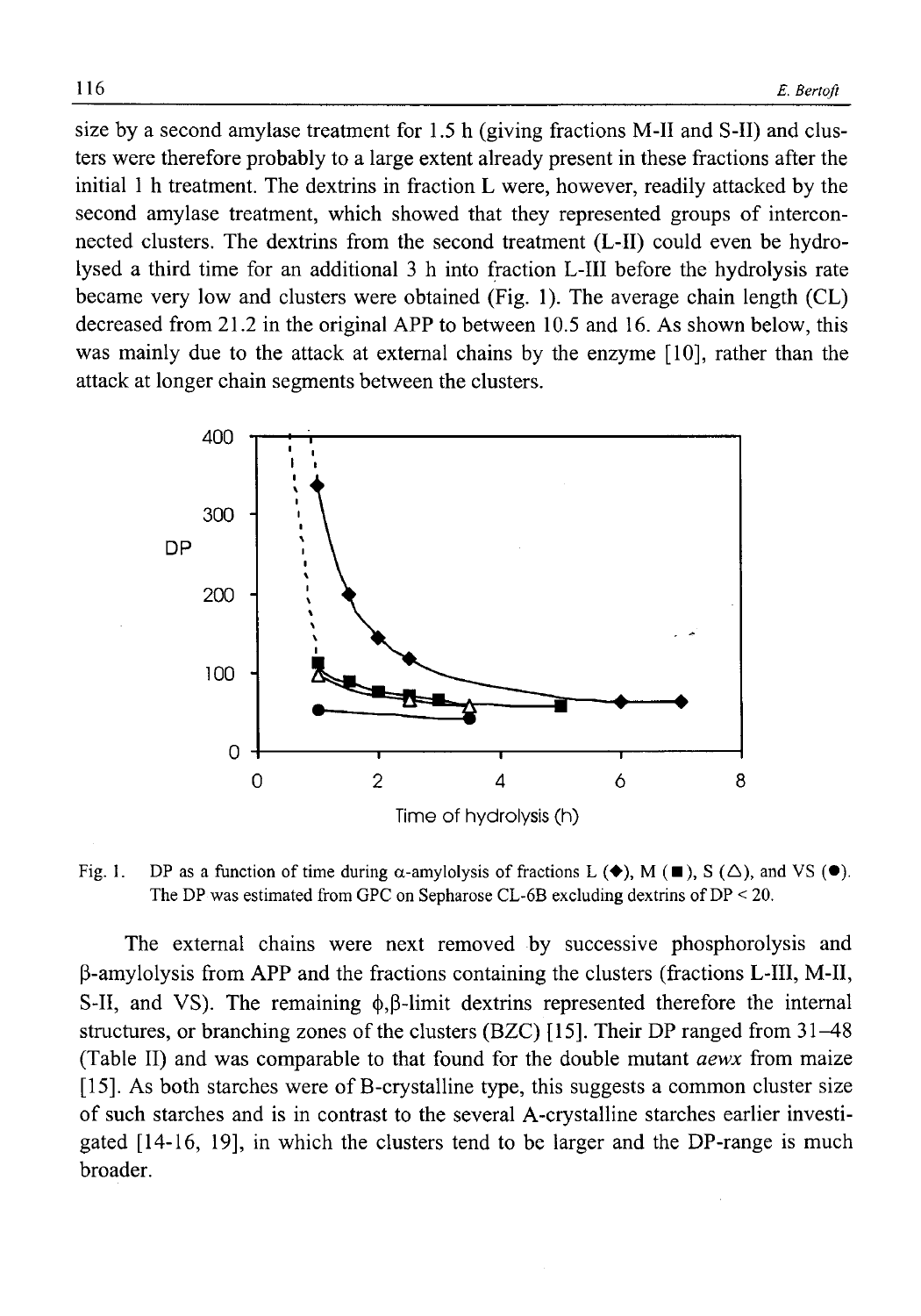size by a second amylase treatment for 1.5 h (giving fractions M-II and S-II) and clusters were therefore probably to a large extent already present in these fractions after the initial 1 h treatment. The dextrins in fraction L were, however, readily attacked by the second amylase treatment, which showed that they represented groups of interconnected clusters. The dextrins from the second treatment (L-II) could even be hydrolysed a third time for an additional 3 h into fraction L-III before the hydrolysis rate became very low and clusters were obtained (Fig. 1). The average chain length (CL) decreased from 21.2 in the original APP to between 10.5 and 16. As shown below, this was mainly due to the attack at external chains by the enzyme [10], rather than the attack at longer chain segments between the clusters.

400
300
DP
200
100
0
0
2
4
6
8
Time of hydrolysis (h)

Fig. 1. DP as a function of time during α-amylolysis of fractions L (◆), M (■), S (△), and VS (●). The DP was estimated from GPC on Sepharose CL-6B excluding dextrins of DP < 20.

The external chains were next removed by successive phosphorolysis and β-amylolysis from APP and the fractions containing the clusters (fractions L-III, M-II, S-II, and VS). The remaining ϕ,β-limit dextrins represented therefore the internal structures, or branching zones of the clusters (BZC) [15]. Their DP ranged from 31–48 (Table II) and was comparable to that found for the double mutant *aewx* from maize [15]. As both starches were of B-crystalline type, this suggests a common cluster size of such starches and is in contrast to the several A-crystalline starches earlier investigated [14-16, 19], in which the clusters tend to be larger and the DP-range is much broader.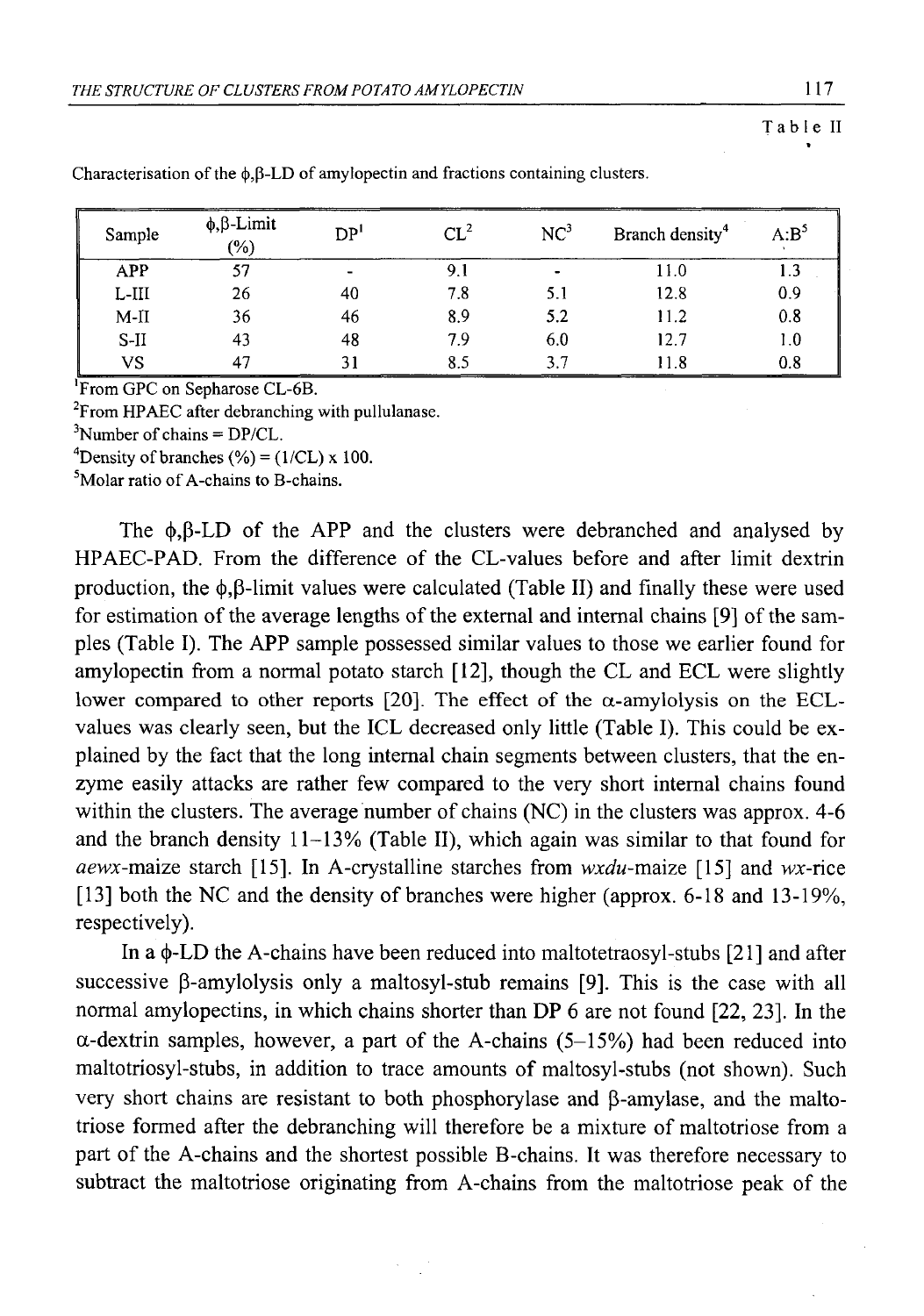Table II

Characterisation of the $\phi,\beta$-LD of amylopectin and fractions containing clusters.

| Sample | $\phi,\beta$-Limit (%) | DP[1] | CL[2] | NC[3] | Branch density[4] | A:B[5] |
|---|---|---|---|---|---|---|
| APP | 57 | - | 9.1 | - | 11.0 | 1.3 |
| L-III | 26 | 40 | 7.8 | 5.1 | 12.8 | 0.9 |
| M-II | 36 | 46 | 8.9 | 5.2 | 11.2 | 0.8 |
| S-II | 43 | 48 | 7.9 | 6.0 | 12.7 | 1.0 |
| VS | 47 | 31 | 8.5 | 3.7 | 11.8 | 0.8 |

[1]From GPC on Sepharose CL-6B.
[2]From HPAEC after debranching with pullulanase.
[3]Number of chains = DP/CL.
[4]Density of branches (%) = (1/CL) x 100.
[5]Molar ratio of A-chains to B-chains.

The $\phi,\beta$-LD of the APP and the clusters were debranched and analysed by HPAEC-PAD. From the difference of the CL-values before and after limit dextrin production, the $\phi,\beta$-limit values were calculated (Table II) and finally these were used for estimation of the average lengths of the external and internal chains [9] of the samples (Table I). The APP sample possessed similar values to those we earlier found for amylopectin from a normal potato starch [12], though the CL and ECL were slightly lower compared to other reports [20]. The effect of the $\alpha$-amylolysis on the ECL-values was clearly seen, but the ICL decreased only little (Table I). This could be explained by the fact that the long internal chain segments between clusters, that the enzyme easily attacks are rather few compared to the very short internal chains found within the clusters. The average number of chains (NC) in the clusters was approx. 4-6 and the branch density 11–13% (Table II), which again was similar to that found for *aewx*-maize starch [15]. In A-crystalline starches from *wxdu*-maize [15] and *wx*-rice [13] both the NC and the density of branches were higher (approx. 6-18 and 13-19%, respectively).

In a $\phi$-LD the A-chains have been reduced into maltotetraosyl-stubs [21] and after successive $\beta$-amylolysis only a maltosyl-stub remains [9]. This is the case with all normal amylopectins, in which chains shorter than DP 6 are not found [22, 23]. In the $\alpha$-dextrin samples, however, a part of the A-chains (5–15%) had been reduced into maltotriosyl-stubs, in addition to trace amounts of maltosyl-stubs (not shown). Such very short chains are resistant to both phosphorylase and $\beta$-amylase, and the maltotriose formed after the debranching will therefore be a mixture of maltotriose from a part of the A-chains and the shortest possible B-chains. It was therefore necessary to subtract the maltotriose originating from A-chains from the maltotriose peak of the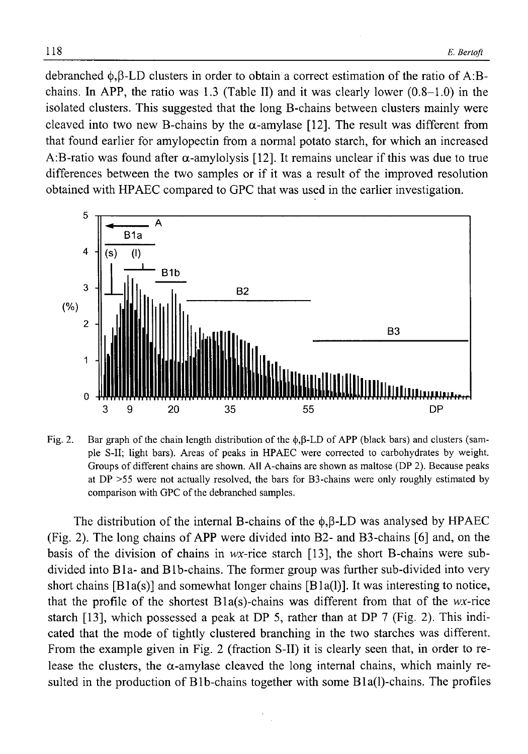debranched $\phi,\beta$-LD clusters in order to obtain a correct estimation of the ratio of A:B-chains. In APP, the ratio was 1.3 (Table II) and it was clearly lower (0.8–1.0) in the isolated clusters. This suggested that the long B-chains between clusters mainly were cleaved into two new B-chains by the $\alpha$-amylase [12]. The result was different from that found earlier for amylopectin from a normal potato starch, for which an increased A:B-ratio was found after $\alpha$-amylolysis [12]. It remains unclear if this was due to true differences between the two samples or if it was a result of the improved resolution obtained with HPAEC compared to GPC that was used in the earlier investigation.

5
4
3
2
1
0
(%)
A
B1a
(s) (l)
B1b
B2
B3
3 9 20 35 55 DP

Fig. 2. Bar graph of the chain length distribution of the $\phi,\beta$-LD of APP (black bars) and clusters (sample S-II; light bars). Areas of peaks in HPAEC were corrected to carbohydrates by weight. Groups of different chains are shown. All A-chains are shown as maltose (DP 2). Because peaks at DP >55 were not actually resolved, the bars for B3-chains were only roughly estimated by comparison with GPC of the debranched samples.

The distribution of the internal B-chains of the $\phi,\beta$-LD was analysed by HPAEC (Fig. 2). The long chains of APP were divided into B2- and B3-chains [6] and, on the basis of the division of chains in *wx*-rice starch [13], the short B-chains were sub-divided into B1a- and B1b-chains. The former group was further sub-divided into very short chains [B1a(s)] and somewhat longer chains [B1a(l)]. It was interesting to notice, that the profile of the shortest B1a(s)-chains was different from that of the *wx*-rice starch [13], which possessed a peak at DP 5, rather than at DP 7 (Fig. 2). This indicated that the mode of tightly clustered branching in the two starches was different. From the example given in Fig. 2 (fraction S-II) it is clearly seen that, in order to release the clusters, the $\alpha$-amylase cleaved the long internal chains, which mainly resulted in the production of B1b-chains together with some B1a(l)-chains. The profiles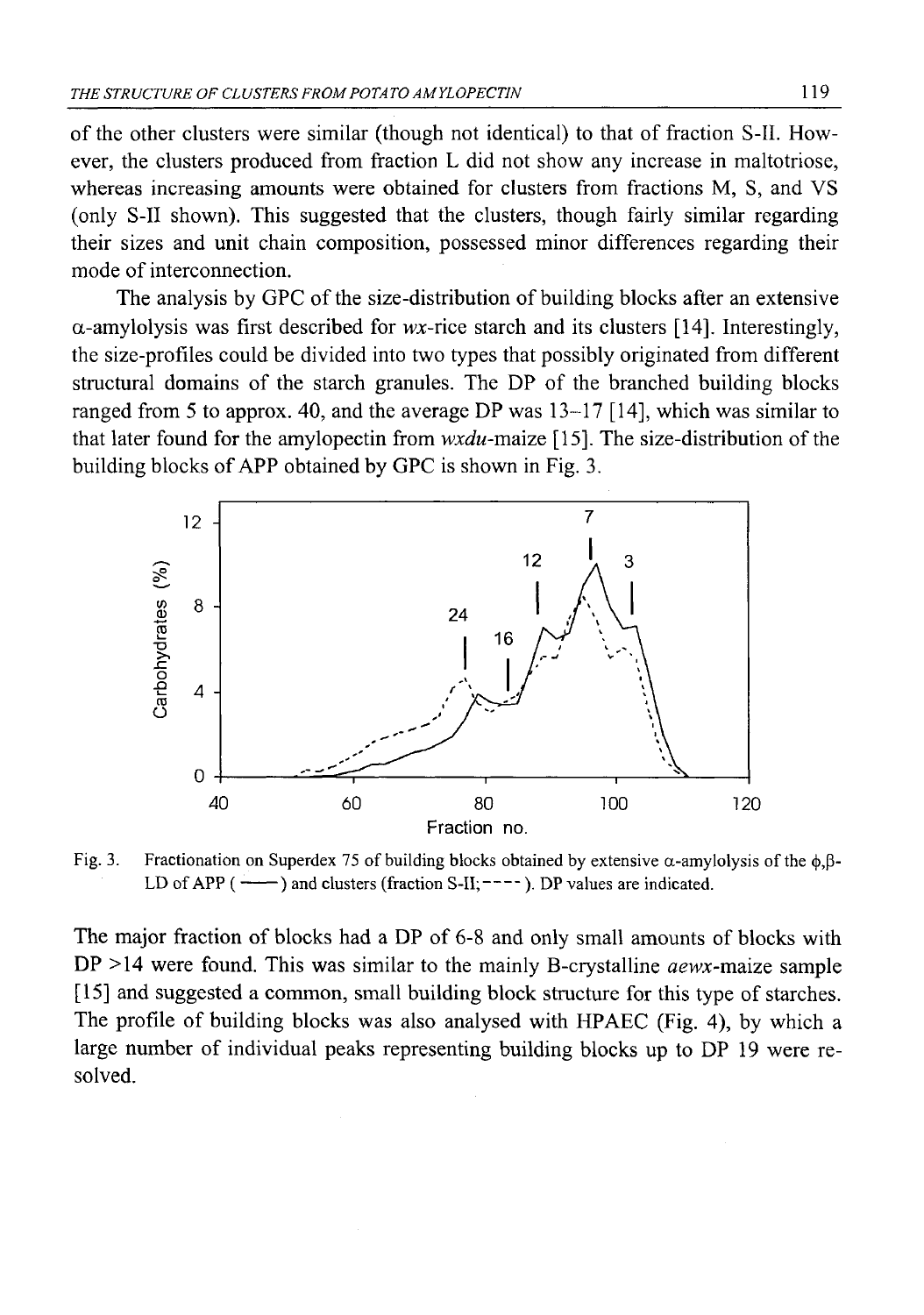of the other clusters were similar (though not identical) to that of fraction S-II. However, the clusters produced from fraction L did not show any increase in maltotriose, whereas increasing amounts were obtained for clusters from fractions M, S, and VS (only S-II shown). This suggested that the clusters, though fairly similar regarding their sizes and unit chain composition, possessed minor differences regarding their mode of interconnection.

The analysis by GPC of the size-distribution of building blocks after an extensive α-amylolysis was first described for *wx*-rice starch and its clusters [14]. Interestingly, the size-profiles could be divided into two types that possibly originated from different structural domains of the starch granules. The DP of the branched building blocks ranged from 5 to approx. 40, and the average DP was 13–17 [14], which was similar to that later found for the amylopectin from *wxdu*-maize [15]. The size-distribution of the building blocks of APP obtained by GPC is shown in Fig. 3.

Carbohydrates (%)
0
4
8
12
40
60
80
100
120
Fraction no.
24
16
12
7
3

Fig. 3. Fractionation on Superdex 75 of building blocks obtained by extensive α-amylolysis of the φ,β-LD of APP (——) and clusters (fraction S-II; ----). DP values are indicated.

The major fraction of blocks had a DP of 6-8 and only small amounts of blocks with DP >14 were found. This was similar to the mainly B-crystalline *aewx*-maize sample [15] and suggested a common, small building block structure for this type of starches. The profile of building blocks was also analysed with HPAEC (Fig. 4), by which a large number of individual peaks representing building blocks up to DP 19 were resolved.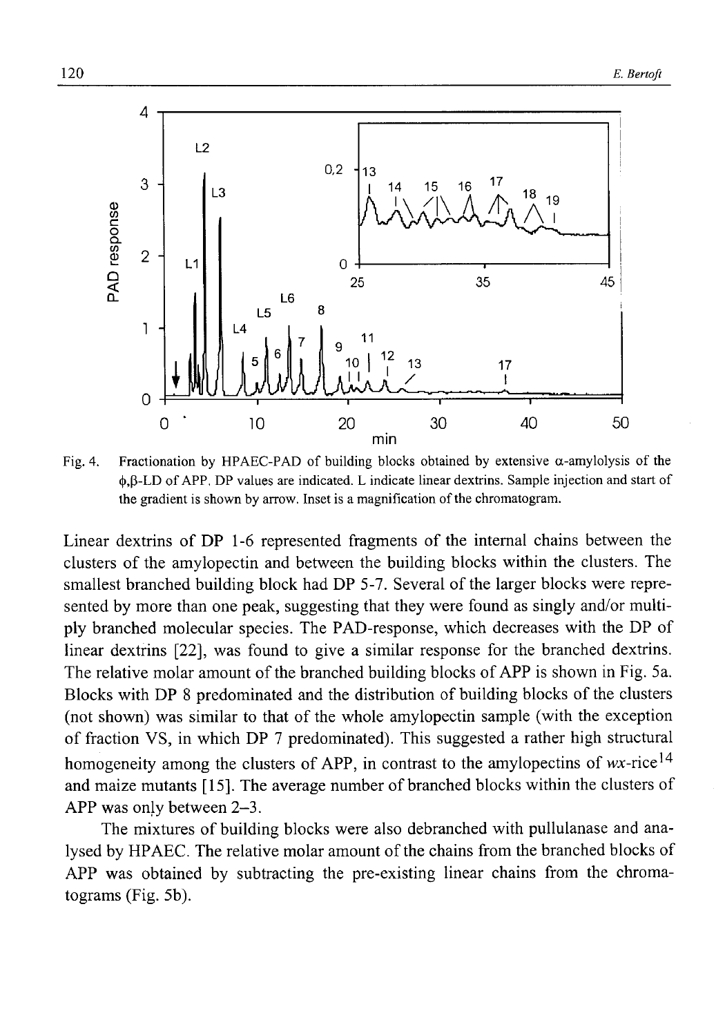4

3

2

1

0

PAD response

L2

L3

L1

L4

L5

L6

5

6

7

8

9

10

11

12

13

17

0.2

0

13

14

15

16

17

18

19

25

35

45

0

10

20

30

40

50

min

Fig. 4. Fractionation by HPAEC-PAD of building blocks obtained by extensive α-amylolysis of the φ,β-LD of APP. DP values are indicated. L indicate linear dextrins. Sample injection and start of the gradient is shown by arrow. Inset is a magnification of the chromatogram.

Linear dextrins of DP 1-6 represented fragments of the internal chains between the clusters of the amylopectin and between the building blocks within the clusters. The smallest branched building block had DP 5-7. Several of the larger blocks were represented by more than one peak, suggesting that they were found as singly and/or multiply branched molecular species. The PAD-response, which decreases with the DP of linear dextrins [22], was found to give a similar response for the branched dextrins. The relative molar amount of the branched building blocks of APP is shown in Fig. 5a. Blocks with DP 8 predominated and the distribution of building blocks of the clusters (not shown) was similar to that of the whole amylopectin sample (with the exception of fraction VS, in which DP 7 predominated). This suggested a rather high structural homogeneity among the clusters of APP, in contrast to the amylopectins of *wx*-rice[14] and maize mutants [15]. The average number of branched blocks within the clusters of APP was only between 2–3.

The mixtures of building blocks were also debranched with pullulanase and analysed by HPAEC. The relative molar amount of the chains from the branched blocks of APP was obtained by subtracting the pre-existing linear chains from the chromatograms (Fig. 5b).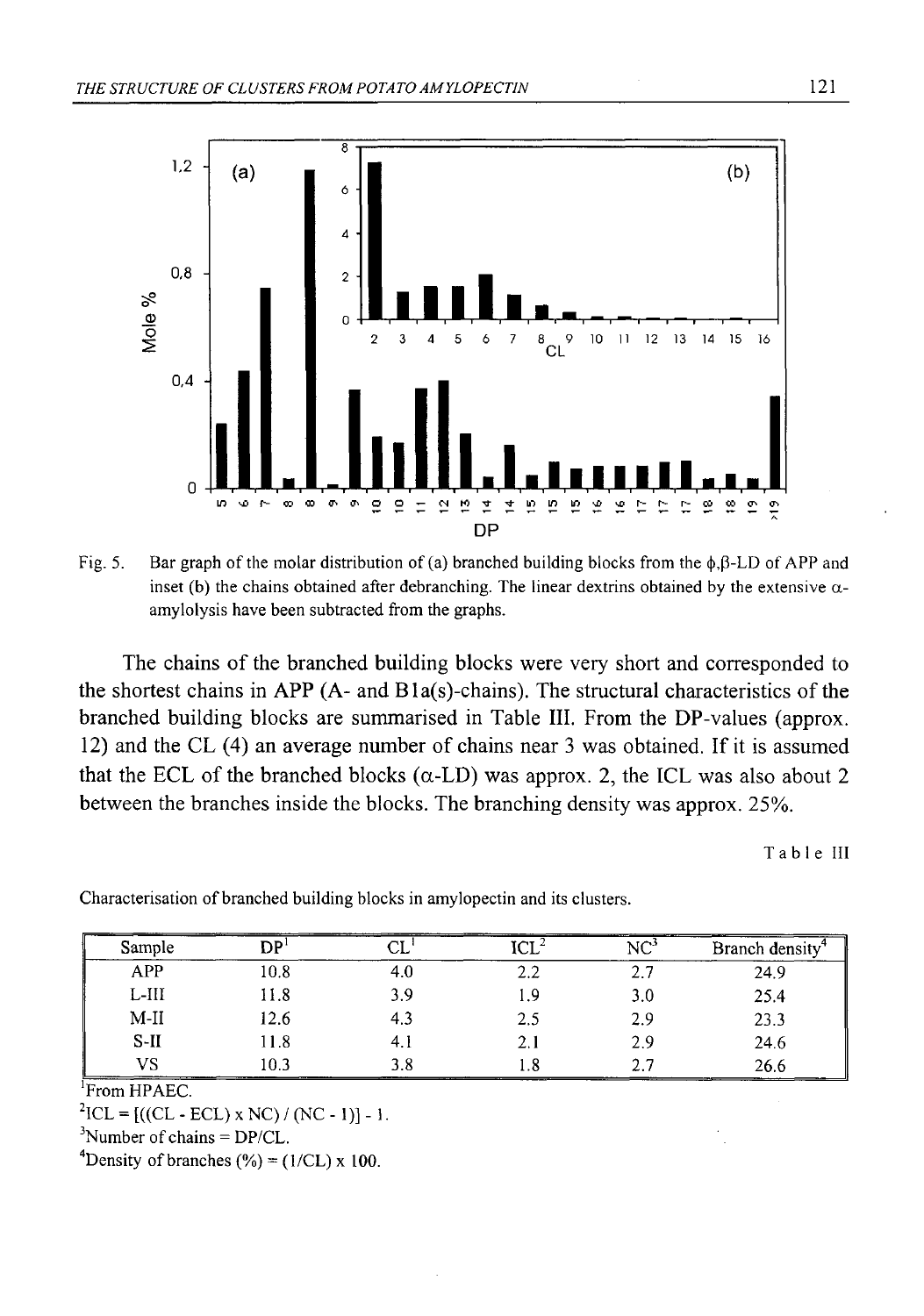1,2

(a)

0,8

Mole %

0,4

0

5 6 7 8 8 9 9 10 10 11 12 13 14 14 15 15 15 16 16 17 17 18 18 19 19 >19

DP

8

6

4

2

0

2 3 4 5 6 7 8 9 10 11 12 13 14 15 16

CL

(b)

Fig. 5. Bar graph of the molar distribution of (a) branched building blocks from the φ,β-LD of APP and inset (b) the chains obtained after debranching. The linear dextrins obtained by the extensive α-amylolysis have been subtracted from the graphs.

The chains of the branched building blocks were very short and corresponded to the shortest chains in APP (A- and B1a(s)-chains). The structural characteristics of the branched building blocks are summarised in Table III. From the DP-values (approx. 12) and the CL (4) an average number of chains near 3 was obtained. If it is assumed that the ECL of the branched blocks (α-LD) was approx. 2, the ICL was also about 2 between the branches inside the blocks. The branching density was approx. 25%.

Table III

Characterisation of branched building blocks in amylopectin and its clusters.

| Sample | DP[1] | CL[1] | ICL[2] | NC[3] | Branch density[4] |
|---|---|---|---|---|---|
| APP | 10.8 | 4.0 | 2.2 | 2.7 | 24.9 |
| L-III | 11.8 | 3.9 | 1.9 | 3.0 | 25.4 |
| M-II | 12.6 | 4.3 | 2.5 | 2.9 | 23.3 |
| S-II | 11.8 | 4.1 | 2.1 | 2.9 | 24.6 |
| VS | 10.3 | 3.8 | 1.8 | 2.7 | 26.6 |

[1]From HPAEC.

[2]$ICL = [((CL - ECL) \times NC) / (NC - 1)] - 1$.

[3]Number of chains = DP/CL.

[4]Density of branches (%) = $(1/CL) \times 100$.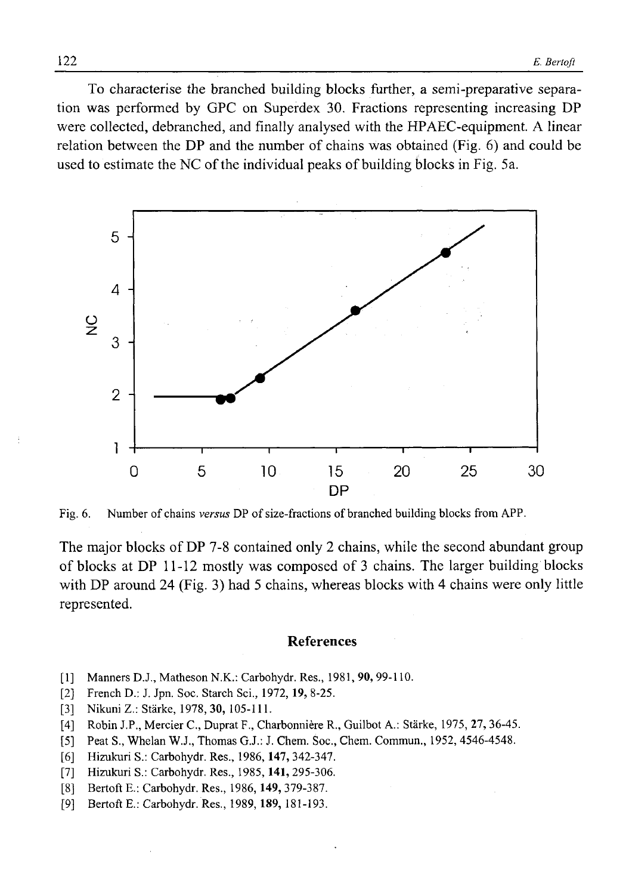To characterise the branched building blocks further, a semi-preparative separation was performed by GPC on Superdex 30. Fractions representing increasing DP were collected, debranched, and finally analysed with the HPAEC-equipment. A linear relation between the DP and the number of chains was obtained (Fig. 6) and could be used to estimate the NC of the individual peaks of building blocks in Fig. 5a.

NC
5
4
3
2
1
0 5 10 15 20 25 30
DP

Fig. 6. Number of chains *versus* DP of size-fractions of branched building blocks from APP.

The major blocks of DP 7-8 contained only 2 chains, while the second abundant group of blocks at DP 11-12 mostly was composed of 3 chains. The larger building blocks with DP around 24 (Fig. 3) had 5 chains, whereas blocks with 4 chains were only little represented.

## References

[1] Manners D.J., Matheson N.K.: Carbohydr. Res., 1981, **90,** 99-110.

[2] French D.: J. Jpn. Soc. Starch Sci., 1972, **19,** 8-25.

[3] Nikuni Z.: Stärke, 1978, **30,** 105-111.

[4] Robin J.P., Mercier C., Duprat F., Charbonnière R., Guilbot A.: Stärke, 1975, **27,** 36-45.

[5] Peat S., Whelan W.J., Thomas G.J.: J. Chem. Soc., Chem. Commun., 1952, 4546-4548.

[6] Hizukuri S.: Carbohydr. Res., 1986, **147,** 342-347.

[7] Hizukuri S.: Carbohydr. Res., 1985, **141,** 295-306.

[8] Bertoft E.: Carbohydr. Res., 1986, **149,** 379-387.

[9] Bertoft E.: Carbohydr. Res., 1989, **189,** 181-193.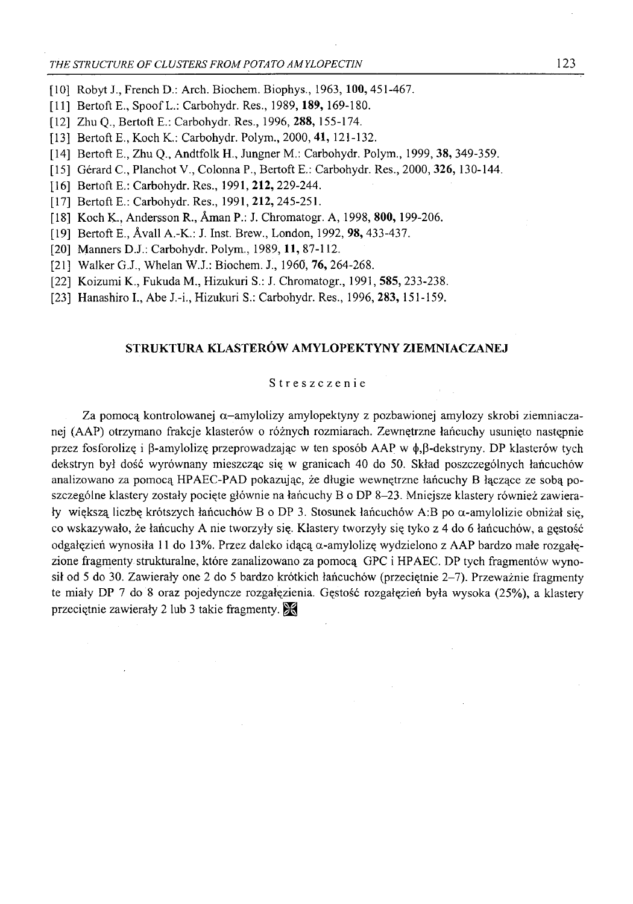[10] Robyt J., French D.: Arch. Biochem. Biophys., 1963, **100**, 451-467.
[11] Bertoft E., Spoof L.: Carbohydr. Res., 1989, **189**, 169-180.
[12] Zhu Q., Bertoft E.: Carbohydr. Res., 1996, **288**, 155-174.
[13] Bertoft E., Koch K.: Carbohydr. Polym., 2000, **41**, 121-132.
[14] Bertoft E., Zhu Q., Andtfolk H., Jungner M.: Carbohydr. Polym., 1999, **38**, 349-359.
[15] Gérard C., Planchot V., Colonna P., Bertoft E.: Carbohydr. Res., 2000, **326**, 130-144.
[16] Bertoft E.: Carbohydr. Res., 1991, **212**, 229-244.
[17] Bertoft E.: Carbohydr. Res., 1991, **212**, 245-251.
[18] Koch K., Andersson R., Åman P.: J. Chromatogr. A, 1998, **800**, 199-206.
[19] Bertoft E., Åvall A.-K.: J. Inst. Brew., London, 1992, **98**, 433-437.
[20] Manners D.J.: Carbohydr. Polym., 1989, **11**, 87-112.
[21] Walker G.J., Whelan W.J.: Biochem. J., 1960, **76**, 264-268.
[22] Koizumi K., Fukuda M., Hizukuri S.: J. Chromatogr., 1991, **585**, 233-238.
[23] Hanashiro I., Abe J.-i., Hizukuri S.: Carbohydr. Res., 1996, **283**, 151-159.

## STRUKTURA KLASTERÓW AMYLOPEKTYNY ZIEMNIACZANEJ

### Streszczenie

Za pomocą kontrolowanej α–amylolizy amylopektyny z pozbawionej amylozy skrobi ziemniaczanej (AAP) otrzymano frakcje klasterów o różnych rozmiarach. Zewnętrzne łańcuchy usunięto następnie przez fosforolizę i β-amylolizę przeprowadzając w ten sposób AAP w ϕ,β-dekstryny. DP klasterów tych dekstryn był dość wyrównany mieszcząc się w granicach 40 do 50. Skład poszczególnych łańcuchów analizowano za pomocą HPAEC-PAD pokazując, że długie wewnętrzne łańcuchy B łączące ze sobą poszczególne klastery zostały pocięte głównie na łańcuchy B o DP 8–23. Mniejsze klastery również zawierały większą liczbę krótszych łańcuchów B o DP 3. Stosunek łańcuchów A:B po α-amylolizie obniżał się, co wskazywało, że łańcuchy A nie tworzyły się. Klastery tworzyły się tyko z 4 do 6 łańcuchów, a gęstość odgałęzień wynosiła 11 do 13%. Przez daleko idącą α-amylolizę wydzielono z AAP bardzo małe rozgałęzione fragmenty strukturalne, które zanalizowano za pomocą GPC i HPAEC. DP tych fragmentów wynosił od 5 do 30. Zawierały one 2 do 5 bardzo krótkich łańcuchów (przeciętnie 2–7). Przeważnie fragmenty te miały DP 7 do 8 oraz pojedyncze rozgałęzienia. Gęstość rozgałęzień była wysoka (25%), a klastery przeciętnie zawierały 2 lub 3 takie fragmenty.